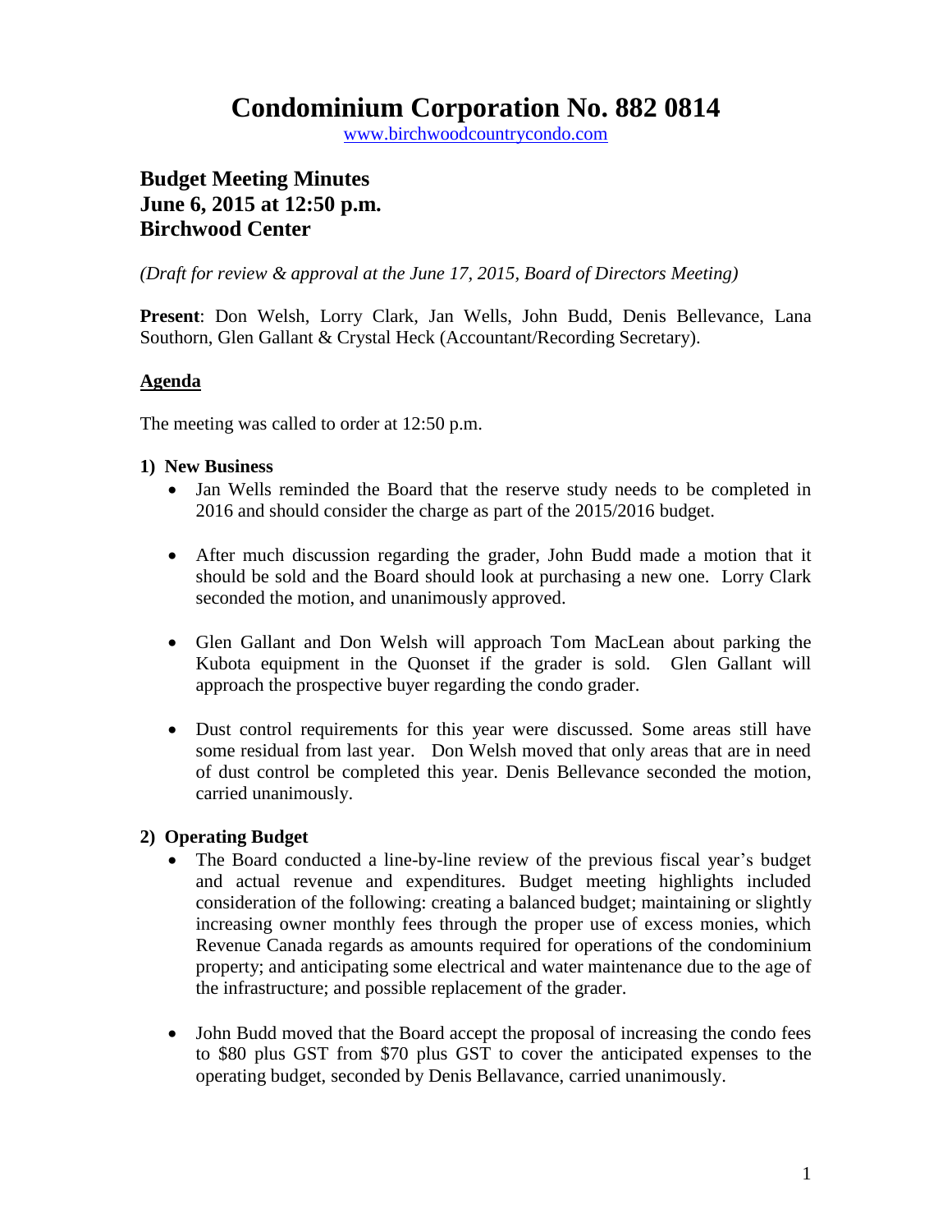# Condominium Corporation No. 882 0814

www.birchwoodcountrycondo.com

## Budget Meeting Minutes
## June 6, 2015 at 12:50 p.m.
## Birchwood Center

*(Draft for review & approval at the June 17, 2015, Board of Directors Meeting)*

**Present**: Don Welsh, Lorry Clark, Jan Wells, John Budd, Denis Bellevance, Lana Southorn, Glen Gallant & Crystal Heck (Accountant/Recording Secretary).

**Agenda**

The meeting was called to order at 12:50 p.m.

**1) New Business**

- Jan Wells reminded the Board that the reserve study needs to be completed in 2016 and should consider the charge as part of the 2015/2016 budget.
- After much discussion regarding the grader, John Budd made a motion that it should be sold and the Board should look at purchasing a new one. Lorry Clark seconded the motion, and unanimously approved.
- Glen Gallant and Don Welsh will approach Tom MacLean about parking the Kubota equipment in the Quonset if the grader is sold. Glen Gallant will approach the prospective buyer regarding the condo grader.
- Dust control requirements for this year were discussed. Some areas still have some residual from last year. Don Welsh moved that only areas that are in need of dust control be completed this year. Denis Bellevance seconded the motion, carried unanimously.

**2) Operating Budget**

- The Board conducted a line-by-line review of the previous fiscal year's budget and actual revenue and expenditures. Budget meeting highlights included consideration of the following: creating a balanced budget; maintaining or slightly increasing owner monthly fees through the proper use of excess monies, which Revenue Canada regards as amounts required for operations of the condominium property; and anticipating some electrical and water maintenance due to the age of the infrastructure; and possible replacement of the grader.
- John Budd moved that the Board accept the proposal of increasing the condo fees to $80 plus GST from $70 plus GST to cover the anticipated expenses to the operating budget, seconded by Denis Bellavance, carried unanimously.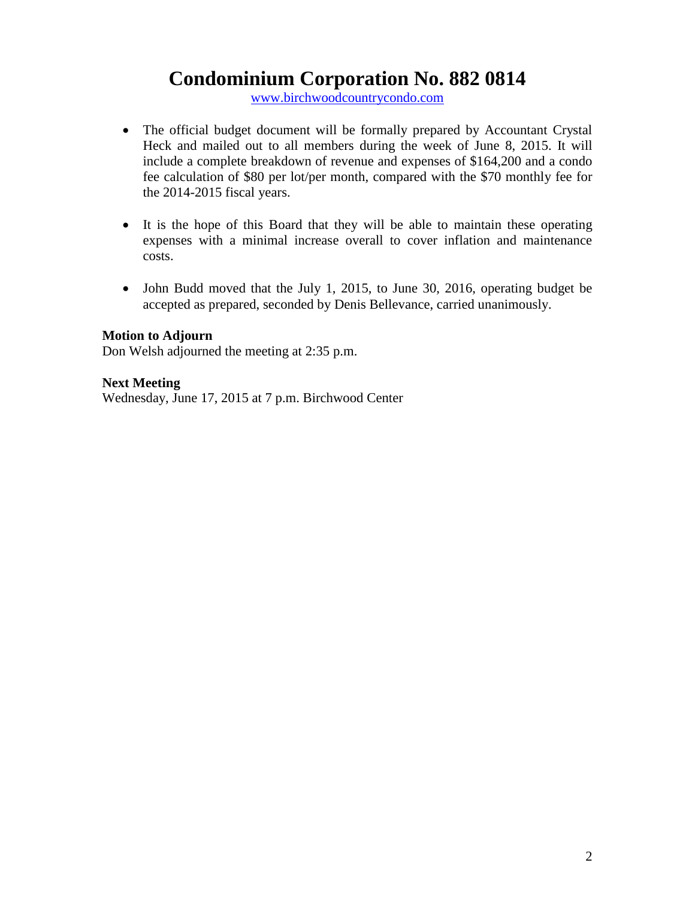# Condominium Corporation No. 882 0814

www.birchwoodcountrycondo.com

- The official budget document will be formally prepared by Accountant Crystal Heck and mailed out to all members during the week of June 8, 2015. It will include a complete breakdown of revenue and expenses of $164,200 and a condo fee calculation of $80 per lot/per month, compared with the $70 monthly fee for the 2014-2015 fiscal years.

- It is the hope of this Board that they will be able to maintain these operating expenses with a minimal increase overall to cover inflation and maintenance costs.

- John Budd moved that the July 1, 2015, to June 30, 2016, operating budget be accepted as prepared, seconded by Denis Bellevance, carried unanimously.

**Motion to Adjourn**
Don Welsh adjourned the meeting at 2:35 p.m.

**Next Meeting**
Wednesday, June 17, 2015 at 7 p.m. Birchwood Center